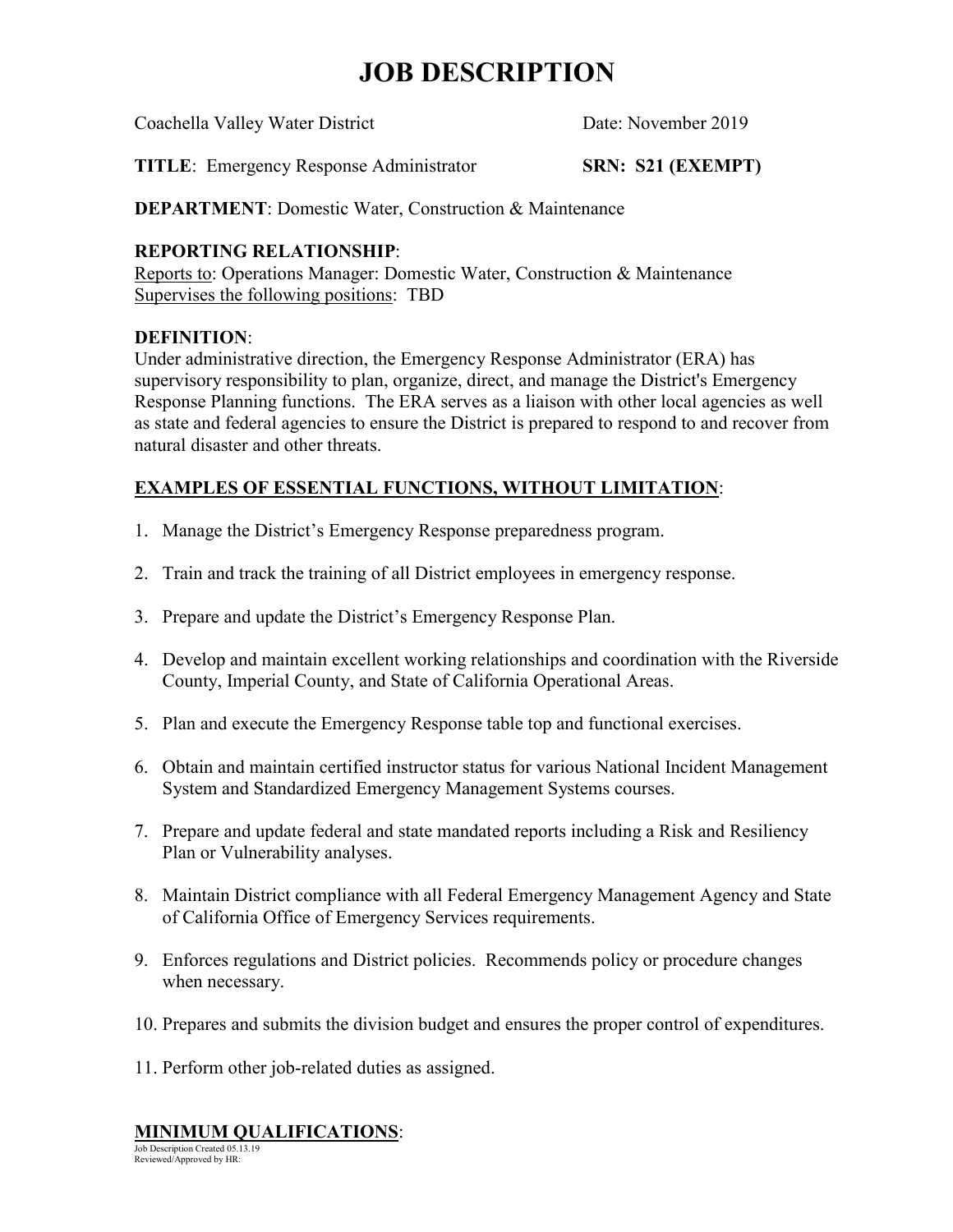# JOB DESCRIPTION

Coachella Valley Water District Date: November 2019

**TITLE**: Emergency Response Administrator **SRN: S21 (EXEMPT)**

**DEPARTMENT**: Domestic Water, Construction & Maintenance

**REPORTING RELATIONSHIP**:
Reports to: Operations Manager: Domestic Water, Construction & Maintenance
Supervises the following positions: TBD

**DEFINITION**:
Under administrative direction, the Emergency Response Administrator (ERA) has supervisory responsibility to plan, organize, direct, and manage the District's Emergency Response Planning functions. The ERA serves as a liaison with other local agencies as well as state and federal agencies to ensure the District is prepared to respond to and recover from natural disaster and other threats.

**EXAMPLES OF ESSENTIAL FUNCTIONS, WITHOUT LIMITATION**:

1. Manage the District's Emergency Response preparedness program.
2. Train and track the training of all District employees in emergency response.
3. Prepare and update the District's Emergency Response Plan.
4. Develop and maintain excellent working relationships and coordination with the Riverside County, Imperial County, and State of California Operational Areas.
5. Plan and execute the Emergency Response table top and functional exercises.
6. Obtain and maintain certified instructor status for various National Incident Management System and Standardized Emergency Management Systems courses.
7. Prepare and update federal and state mandated reports including a Risk and Resiliency Plan or Vulnerability analyses.
8. Maintain District compliance with all Federal Emergency Management Agency and State of California Office of Emergency Services requirements.
9. Enforces regulations and District policies. Recommends policy or procedure changes when necessary.
10. Prepares and submits the division budget and ensures the proper control of expenditures.
11. Perform other job-related duties as assigned.

**MINIMUM QUALIFICATIONS**:

Job Description Created 05.13.19
Reviewed/Approved by HR: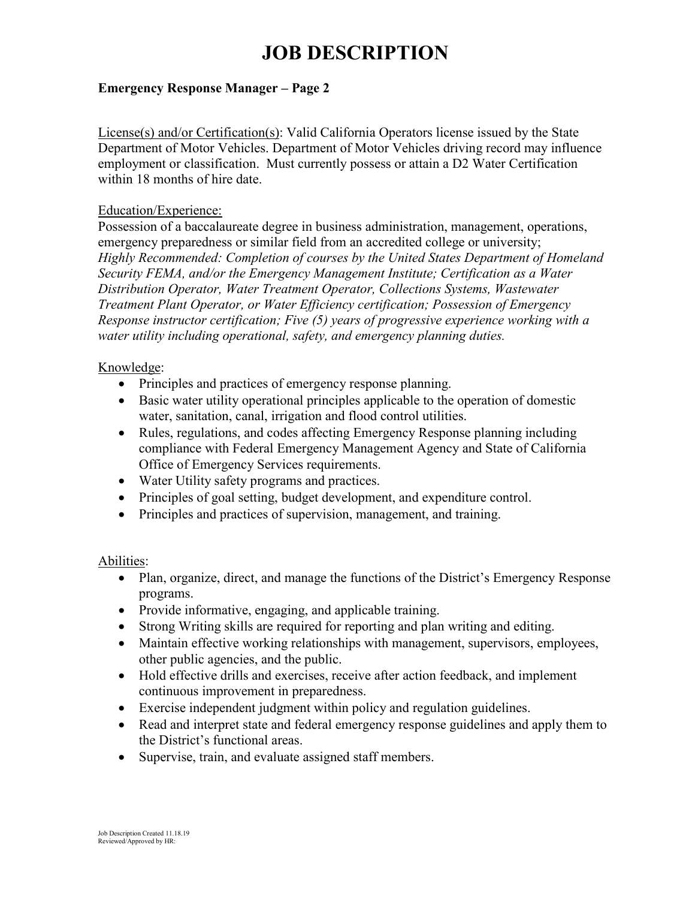# JOB DESCRIPTION

**Emergency Response Manager – Page 2**

License(s) and/or Certification(s): Valid California Operators license issued by the State Department of Motor Vehicles. Department of Motor Vehicles driving record may influence employment or classification. Must currently possess or attain a D2 Water Certification within 18 months of hire date.

Education/Experience:

Possession of a baccalaureate degree in business administration, management, operations, emergency preparedness or similar field from an accredited college or university; *Highly Recommended: Completion of courses by the United States Department of Homeland Security FEMA, and/or the Emergency Management Institute; Certification as a Water Distribution Operator, Water Treatment Operator, Collections Systems, Wastewater Treatment Plant Operator, or Water Efficiency certification; Possession of Emergency Response instructor certification; Five (5) years of progressive experience working with a water utility including operational, safety, and emergency planning duties.*

Knowledge:

- Principles and practices of emergency response planning.
- Basic water utility operational principles applicable to the operation of domestic water, sanitation, canal, irrigation and flood control utilities.
- Rules, regulations, and codes affecting Emergency Response planning including compliance with Federal Emergency Management Agency and State of California Office of Emergency Services requirements.
- Water Utility safety programs and practices.
- Principles of goal setting, budget development, and expenditure control.
- Principles and practices of supervision, management, and training.

Abilities:

- Plan, organize, direct, and manage the functions of the District's Emergency Response programs.
- Provide informative, engaging, and applicable training.
- Strong Writing skills are required for reporting and plan writing and editing.
- Maintain effective working relationships with management, supervisors, employees, other public agencies, and the public.
- Hold effective drills and exercises, receive after action feedback, and implement continuous improvement in preparedness.
- Exercise independent judgment within policy and regulation guidelines.
- Read and interpret state and federal emergency response guidelines and apply them to the District's functional areas.
- Supervise, train, and evaluate assigned staff members.

Job Description Created 11.18.19
Reviewed/Approved by HR: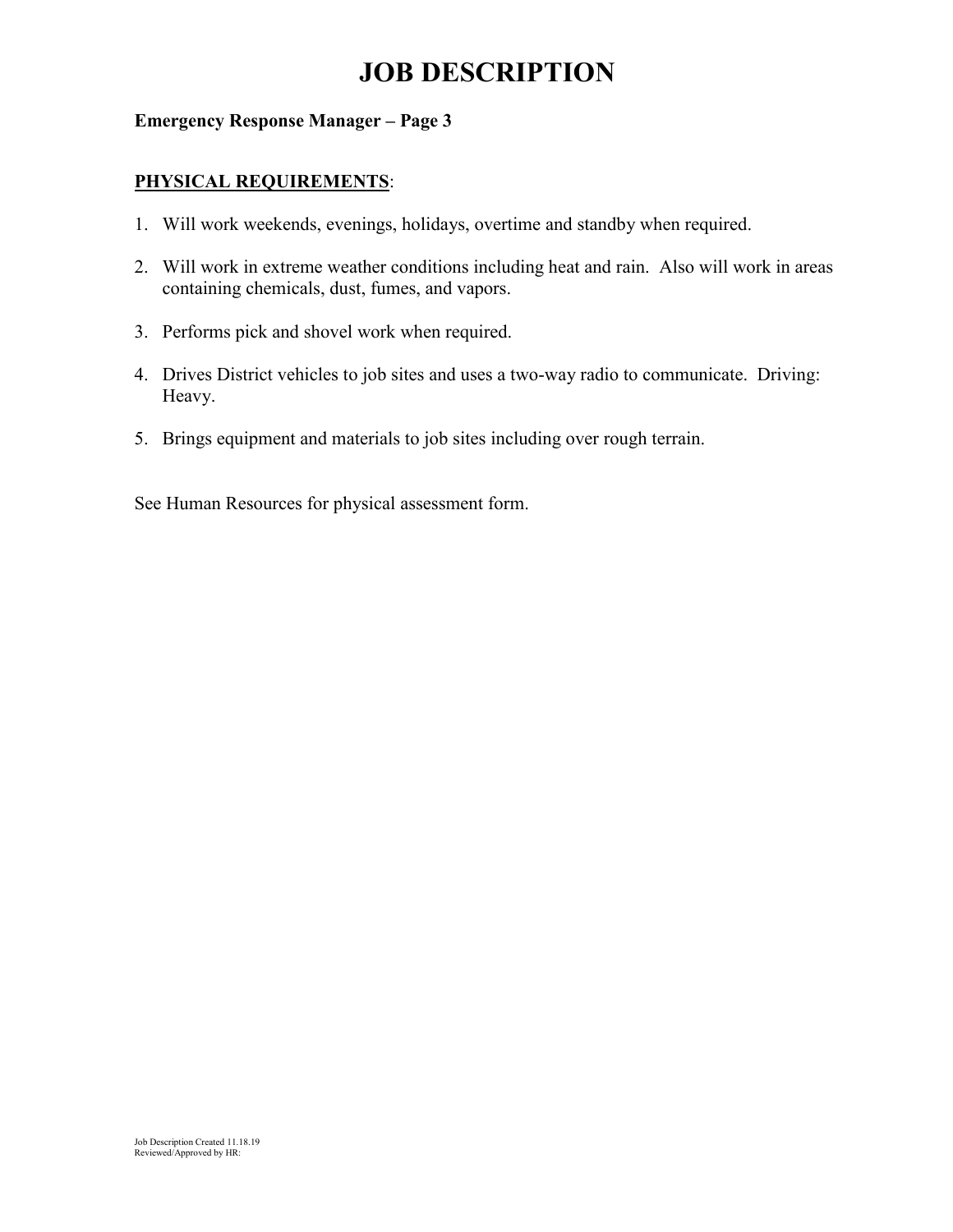# JOB DESCRIPTION

**Emergency Response Manager – Page 3**

**PHYSICAL REQUIREMENTS**:

1. Will work weekends, evenings, holidays, overtime and standby when required.
2. Will work in extreme weather conditions including heat and rain. Also will work in areas containing chemicals, dust, fumes, and vapors.
3. Performs pick and shovel work when required.
4. Drives District vehicles to job sites and uses a two-way radio to communicate. Driving: Heavy.
5. Brings equipment and materials to job sites including over rough terrain.

See Human Resources for physical assessment form.

Job Description Created 11.18.19
Reviewed/Approved by HR: